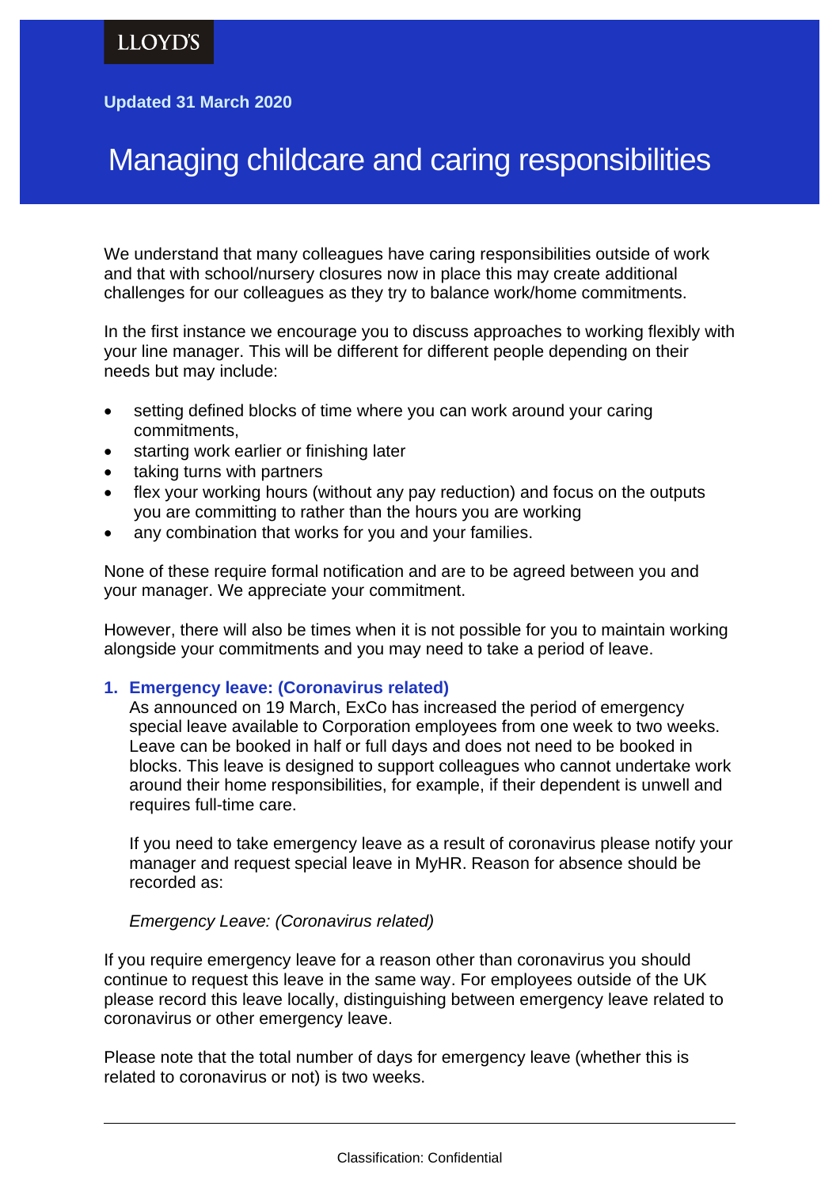LLOYD'S

**Updated 31 March 2020**

# Managing childcare and caring responsibilities

We understand that many colleagues have caring responsibilities outside of work and that with school/nursery closures now in place this may create additional challenges for our colleagues as they try to balance work/home commitments.

In the first instance we encourage you to discuss approaches to working flexibly with your line manager. This will be different for different people depending on their needs but may include:

- setting defined blocks of time where you can work around your caring commitments,
- starting work earlier or finishing later
- taking turns with partners
- flex your working hours (without any pay reduction) and focus on the outputs you are committing to rather than the hours you are working
- any combination that works for you and your families.

None of these require formal notification and are to be agreed between you and your manager. We appreciate your commitment.

However, there will also be times when it is not possible for you to maintain working alongside your commitments and you may need to take a period of leave.

1. **Emergency leave: (Coronavirus related)**
   As announced on 19 March, ExCo has increased the period of emergency special leave available to Corporation employees from one week to two weeks. Leave can be booked in half or full days and does not need to be booked in blocks. This leave is designed to support colleagues who cannot undertake work around their home responsibilities, for example, if their dependent is unwell and requires full-time care.

   If you need to take emergency leave as a result of coronavirus please notify your manager and request special leave in MyHR. Reason for absence should be recorded as:

   *Emergency Leave: (Coronavirus related)*

If you require emergency leave for a reason other than coronavirus you should continue to request this leave in the same way. For employees outside of the UK please record this leave locally, distinguishing between emergency leave related to coronavirus or other emergency leave.

Please note that the total number of days for emergency leave (whether this is related to coronavirus or not) is two weeks.

Classification: Confidential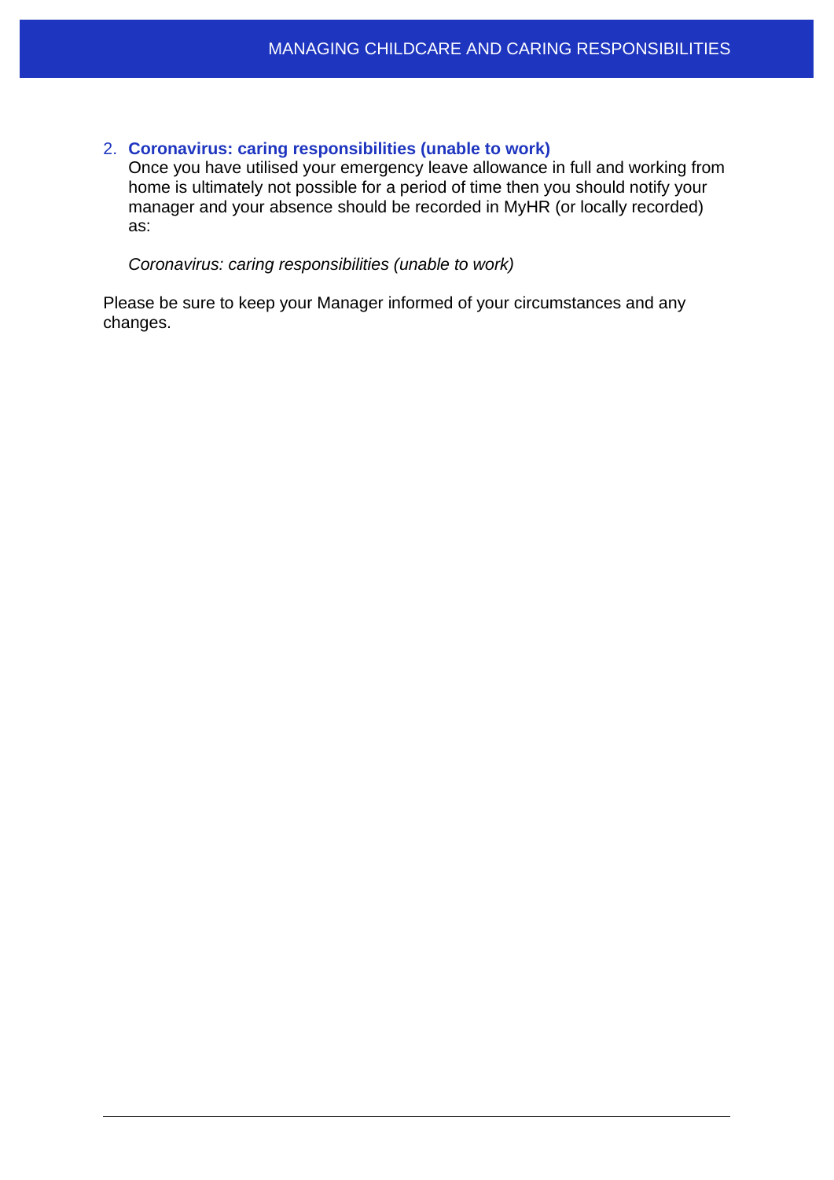2. **Coronavirus: caring responsibilities (unable to work)**
   Once you have utilised your emergency leave allowance in full and working from home is ultimately not possible for a period of time then you should notify your manager and your absence should be recorded in MyHR (or locally recorded) as:

   *Coronavirus: caring responsibilities (unable to work)*

Please be sure to keep your Manager informed of your circumstances and any changes.